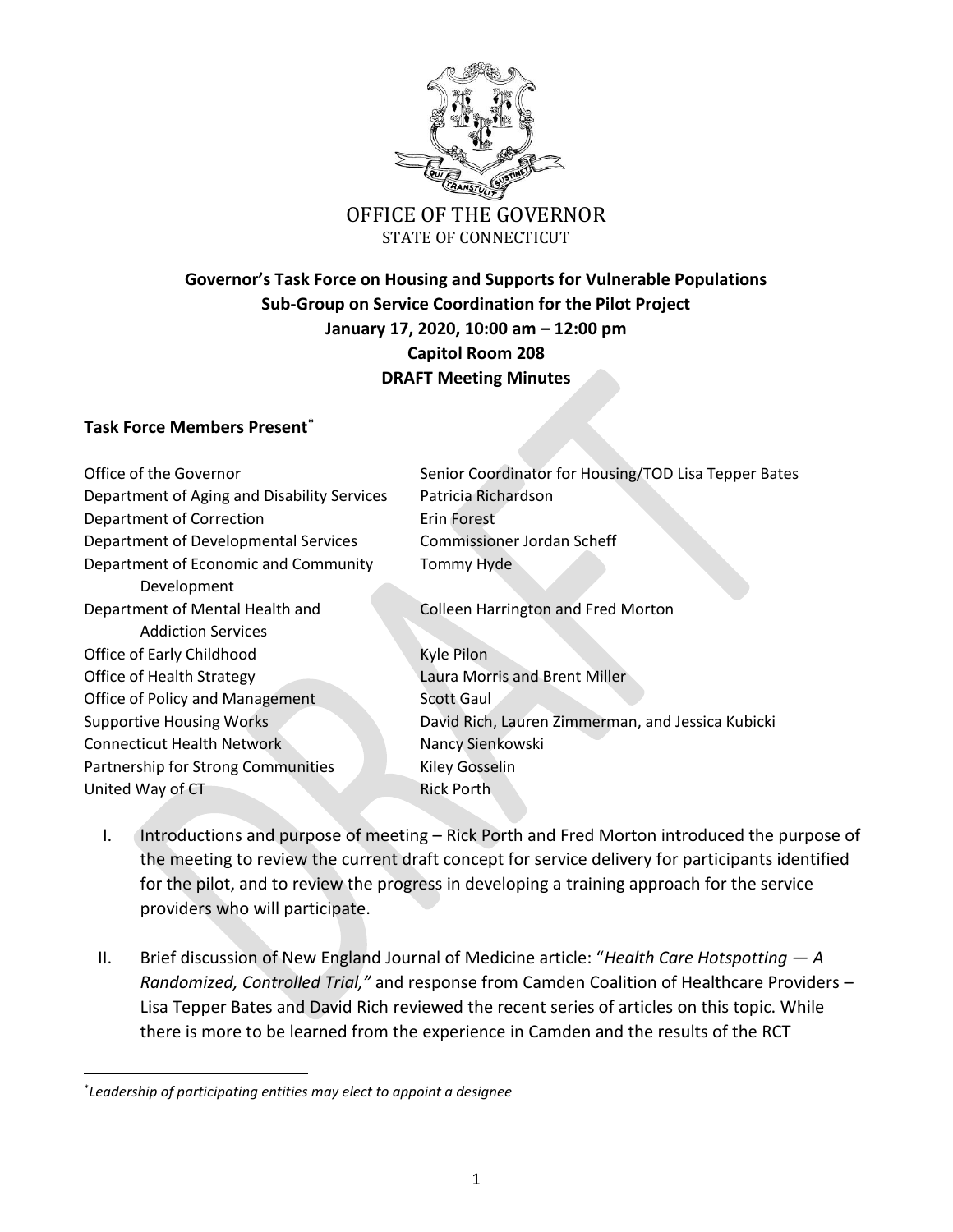OFFICE OF THE GOVERNOR
STATE OF CONNECTICUT

**Governor's Task Force on Housing and Supports for Vulnerable Populations**
**Sub-Group on Service Coordination for the Pilot Project**
**January 17, 2020, 10:00 am – 12:00 pm**
**Capitol Room 208**
**DRAFT Meeting Minutes**

## Task Force Members Present[*]

| | |
|---|---|
| Office of the Governor | Senior Coordinator for Housing/TOD Lisa Tepper Bates |
| Department of Aging and Disability Services | Patricia Richardson |
| Department of Correction | Erin Forest |
| Department of Developmental Services | Commissioner Jordan Scheff |
| Department of Economic and Community Development | Tommy Hyde |
| Department of Mental Health and Addiction Services | Colleen Harrington and Fred Morton |
| Office of Early Childhood | Kyle Pilon |
| Office of Health Strategy | Laura Morris and Brent Miller |
| Office of Policy and Management | Scott Gaul |
| Supportive Housing Works | David Rich, Lauren Zimmerman, and Jessica Kubicki |
| Connecticut Health Network | Nancy Sienkowski |
| Partnership for Strong Communities | Kiley Gosselin |
| United Way of CT | Rick Porth |

I. Introductions and purpose of meeting – Rick Porth and Fred Morton introduced the purpose of the meeting to review the current draft concept for service delivery for participants identified for the pilot, and to review the progress in developing a training approach for the service providers who will participate.

II. Brief discussion of New England Journal of Medicine article: "*Health Care Hotspotting — A Randomized, Controlled Trial,"* and response from Camden Coalition of Healthcare Providers – Lisa Tepper Bates and David Rich reviewed the recent series of articles on this topic. While there is more to be learned from the experience in Camden and the results of the RCT

[*] *Leadership of participating entities may elect to appoint a designee*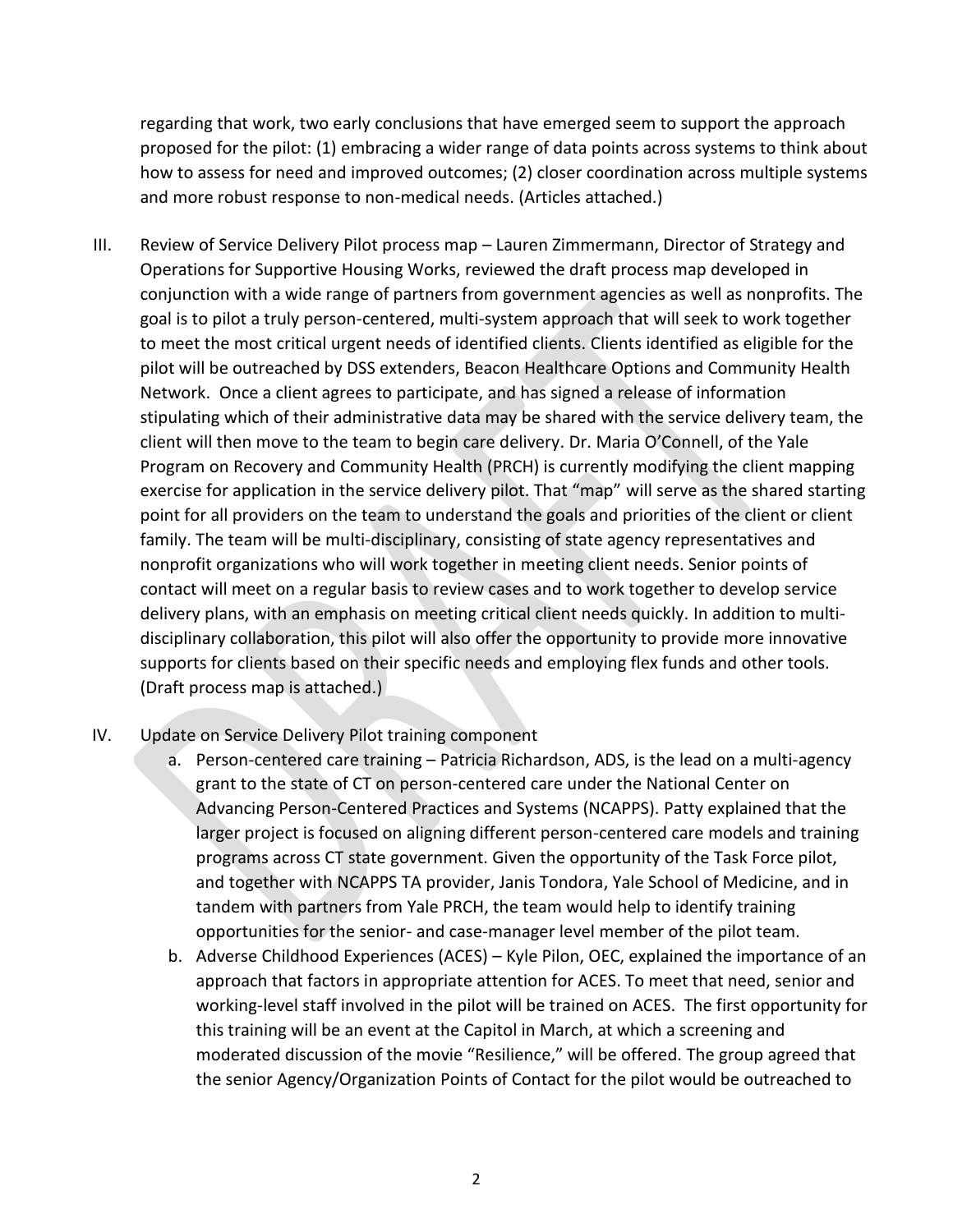regarding that work, two early conclusions that have emerged seem to support the approach proposed for the pilot: (1) embracing a wider range of data points across systems to think about how to assess for need and improved outcomes; (2) closer coordination across multiple systems and more robust response to non-medical needs. (Articles attached.)

III. Review of Service Delivery Pilot process map – Lauren Zimmermann, Director of Strategy and Operations for Supportive Housing Works, reviewed the draft process map developed in conjunction with a wide range of partners from government agencies as well as nonprofits. The goal is to pilot a truly person-centered, multi-system approach that will seek to work together to meet the most critical urgent needs of identified clients. Clients identified as eligible for the pilot will be outreached by DSS extenders, Beacon Healthcare Options and Community Health Network. Once a client agrees to participate, and has signed a release of information stipulating which of their administrative data may be shared with the service delivery team, the client will then move to the team to begin care delivery. Dr. Maria O'Connell, of the Yale Program on Recovery and Community Health (PRCH) is currently modifying the client mapping exercise for application in the service delivery pilot. That "map" will serve as the shared starting point for all providers on the team to understand the goals and priorities of the client or client family. The team will be multi-disciplinary, consisting of state agency representatives and nonprofit organizations who will work together in meeting client needs. Senior points of contact will meet on a regular basis to review cases and to work together to develop service delivery plans, with an emphasis on meeting critical client needs quickly. In addition to multi-disciplinary collaboration, this pilot will also offer the opportunity to provide more innovative supports for clients based on their specific needs and employing flex funds and other tools. (Draft process map is attached.)

IV. Update on Service Delivery Pilot training component

   a. Person-centered care training – Patricia Richardson, ADS, is the lead on a multi-agency grant to the state of CT on person-centered care under the National Center on Advancing Person-Centered Practices and Systems (NCAPPS). Patty explained that the larger project is focused on aligning different person-centered care models and training programs across CT state government. Given the opportunity of the Task Force pilot, and together with NCAPPS TA provider, Janis Tondora, Yale School of Medicine, and in tandem with partners from Yale PRCH, the team would help to identify training opportunities for the senior- and case-manager level member of the pilot team.

   b. Adverse Childhood Experiences (ACES) – Kyle Pilon, OEC, explained the importance of an approach that factors in appropriate attention for ACES. To meet that need, senior and working-level staff involved in the pilot will be trained on ACES. The first opportunity for this training will be an event at the Capitol in March, at which a screening and moderated discussion of the movie "Resilience," will be offered. The group agreed that the senior Agency/Organization Points of Contact for the pilot would be outreached to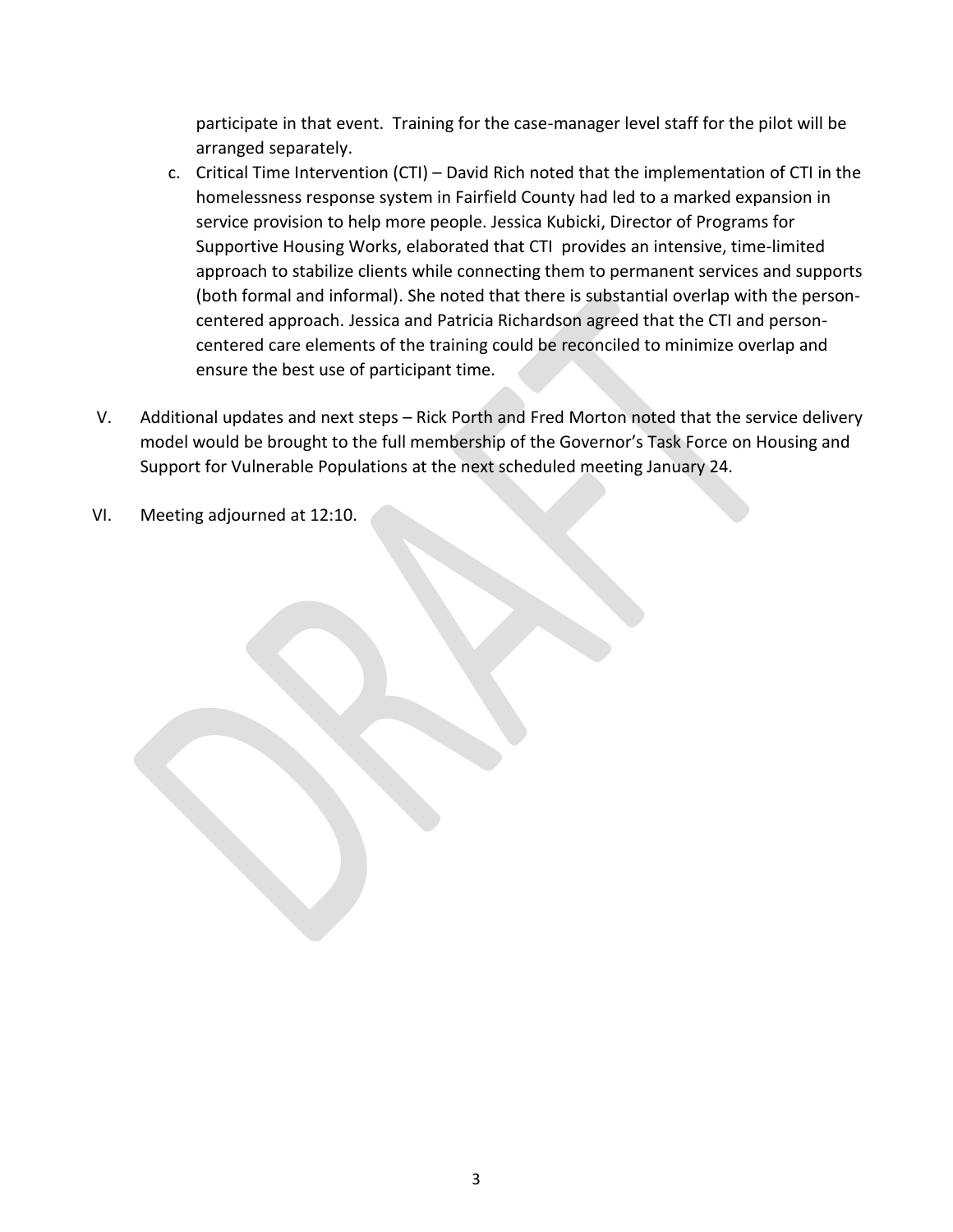participate in that event. Training for the case-manager level staff for the pilot will be arranged separately.

c. Critical Time Intervention (CTI) – David Rich noted that the implementation of CTI in the homelessness response system in Fairfield County had led to a marked expansion in service provision to help more people. Jessica Kubicki, Director of Programs for Supportive Housing Works, elaborated that CTI provides an intensive, time-limited approach to stabilize clients while connecting them to permanent services and supports (both formal and informal). She noted that there is substantial overlap with the person-centered approach. Jessica and Patricia Richardson agreed that the CTI and person-centered care elements of the training could be reconciled to minimize overlap and ensure the best use of participant time.

V. Additional updates and next steps – Rick Porth and Fred Morton noted that the service delivery model would be brought to the full membership of the Governor's Task Force on Housing and Support for Vulnerable Populations at the next scheduled meeting January 24.

VI. Meeting adjourned at 12:10.